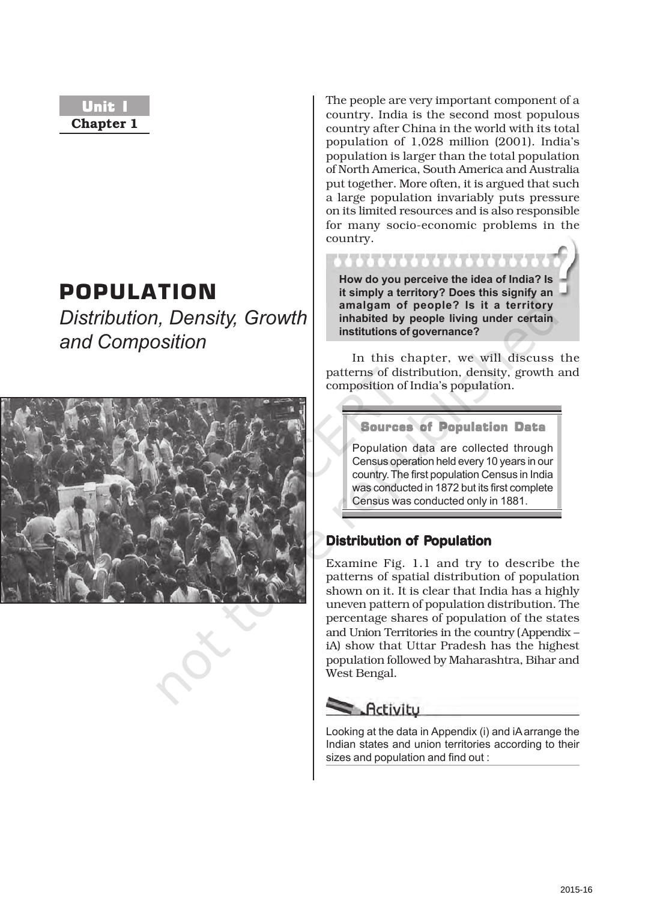Unit I

Chapter 1

# POPULATION

*Distribution, Density, Growth and Composition*

The people are very important component of a country. India is the second most populous country after China in the world with its total population of 1,028 million (2001). India's population is larger than the total population of North America, South America and Australia put together. More often, it is argued that such a large population invariably puts pressure on its limited resources and is also responsible for many socio-economic problems in the country.

**How do you perceive the idea of India? Is it simply a territory? Does this signify an amalgam of people? Is it a territory inhabited by people living under certain institutions of governance?**

In this chapter, we will discuss the patterns of distribution, density, growth and composition of India's population.

### Sources of Population Data

Population data are collected through Census operation held every 10 years in our country. The first population Census in India was conducted in 1872 but its first complete Census was conducted only in 1881.

## Distribution of Population

Examine Fig. 1.1 and try to describe the patterns of spatial distribution of population shown on it. It is clear that India has a highly uneven pattern of population distribution. The percentage shares of population of the states and Union Territories in the country (Appendix – iA) show that Uttar Pradesh has the highest population followed by Maharashtra, Bihar and West Bengal.

### Activity

Looking at the data in Appendix (i) and iA arrange the Indian states and union territories according to their sizes and population and find out :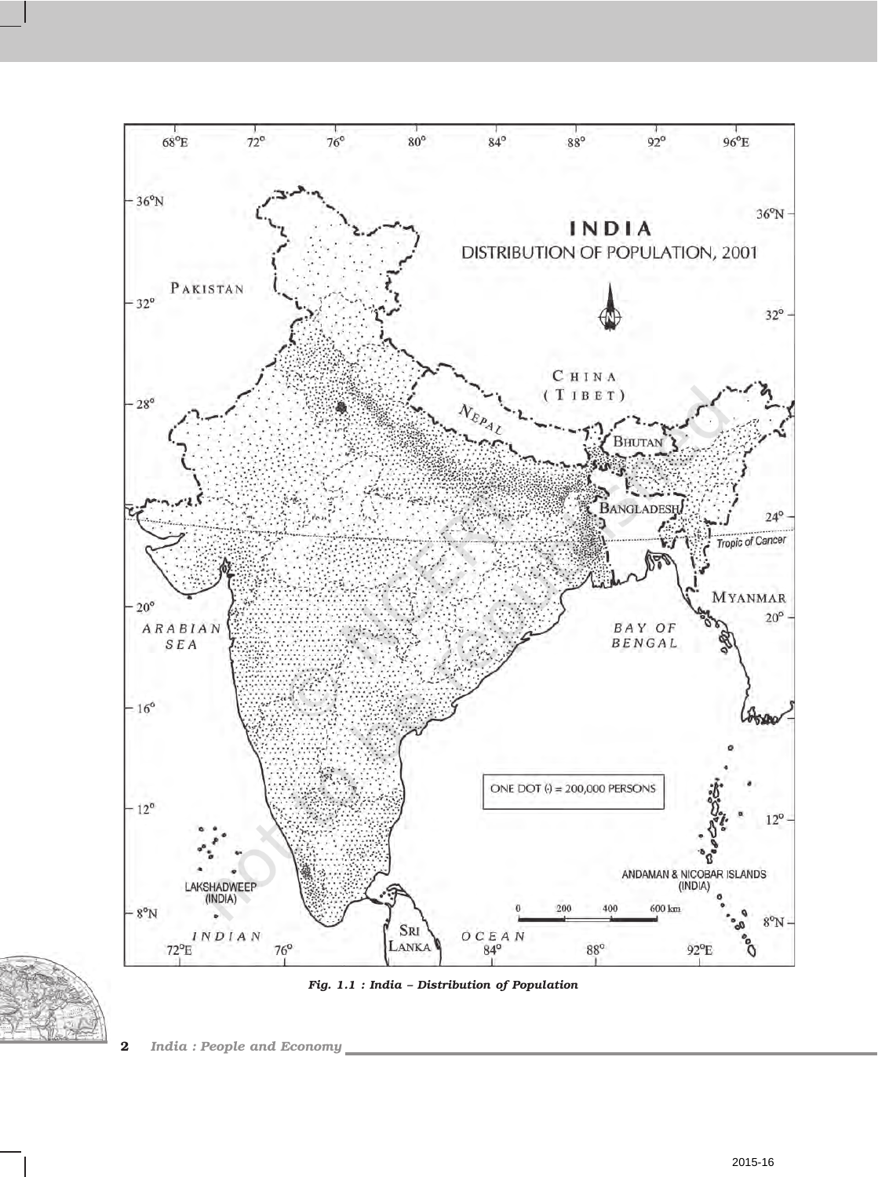Fig. 1.1 : India – Distribution of Population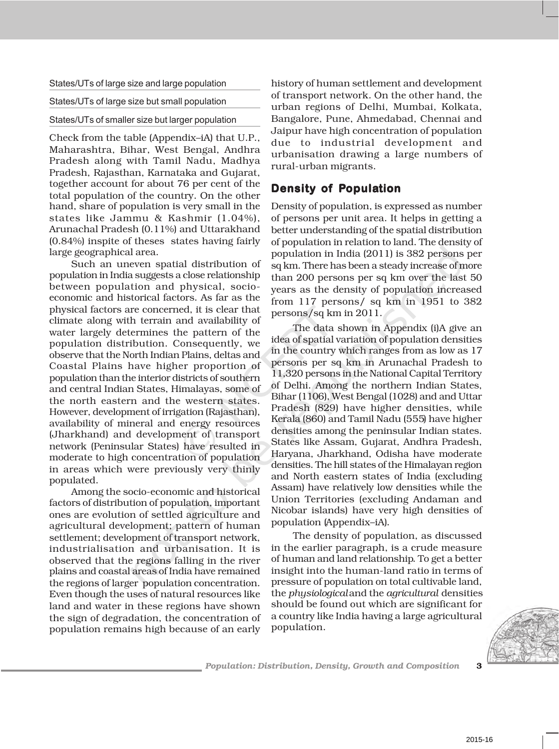States/UTs of large size and large population

States/UTs of large size but small population

States/UTs of smaller size but larger population

Check from the table (Appendix–iA) that U.P., Maharashtra, Bihar, West Bengal, Andhra Pradesh along with Tamil Nadu, Madhya Pradesh, Rajasthan, Karnataka and Gujarat, together account for about 76 per cent of the total population of the country. On the other hand, share of population is very small in the states like Jammu & Kashmir (1.04%), Arunachal Pradesh (0.11%) and Uttarakhand (0.84%) inspite of theses states having fairly large geographical area.

Such an uneven spatial distribution of population in India suggests a close relationship between population and physical, socio-economic and historical factors. As far as the physical factors are concerned, it is clear that climate along with terrain and availability of water largely determines the pattern of the population distribution. Consequently, we observe that the North Indian Plains, deltas and Coastal Plains have higher proportion of population than the interior districts of southern and central Indian States, Himalayas, some of the north eastern and the western states. However, development of irrigation (Rajasthan), availability of mineral and energy resources (Jharkhand) and development of transport network (Peninsular States) have resulted in moderate to high concentration of population in areas which were previously very thinly populated.

Among the socio-economic and historical factors of distribution of population, important ones are evolution of settled agriculture and agricultural development; pattern of human settlement; development of transport network, industrialisation and urbanisation. It is observed that the regions falling in the river plains and coastal areas of India have remained the regions of larger population concentration. Even though the uses of natural resources like land and water in these regions have shown the sign of degradation, the concentration of population remains high because of an early history of human settlement and development of transport network. On the other hand, the urban regions of Delhi, Mumbai, Kolkata, Bangalore, Pune, Ahmedabad, Chennai and Jaipur have high concentration of population due to industrial development and urbanisation drawing a large numbers of rural-urban migrants.

## Density of Population

Density of population, is expressed as number of persons per unit area. It helps in getting a better understanding of the spatial distribution of population in relation to land. The density of population in India (2011) is 382 persons per sq km. There has been a steady increase of more than 200 persons per sq km over the last 50 years as the density of population increased from 117 persons/ sq km in 1951 to 382 persons/sq km in 2011.

The data shown in Appendix (i)A give an idea of spatial variation of population densities in the country which ranges from as low as 17 persons per sq km in Arunachal Pradesh to 11,320 persons in the National Capital Territory of Delhi. Among the northern Indian States, Bihar (1106), West Bengal (1028) and and Uttar Pradesh (829) have higher densities, while Kerala (860) and Tamil Nadu (555) have higher densities among the peninsular Indian states. States like Assam, Gujarat, Andhra Pradesh, Haryana, Jharkhand, Odisha have moderate densities. The hill states of the Himalayan region and North eastern states of India (excluding Assam) have relatively low densities while the Union Territories (excluding Andaman and Nicobar islands) have very high densities of population (Appendix–iA).

The density of population, as discussed in the earlier paragraph, is a crude measure of human and land relationship. To get a better insight into the human-land ratio in terms of pressure of population on total cultivable land, the *physiological* and the *agricultural* densities should be found out which are significant for a country like India having a large agricultural population.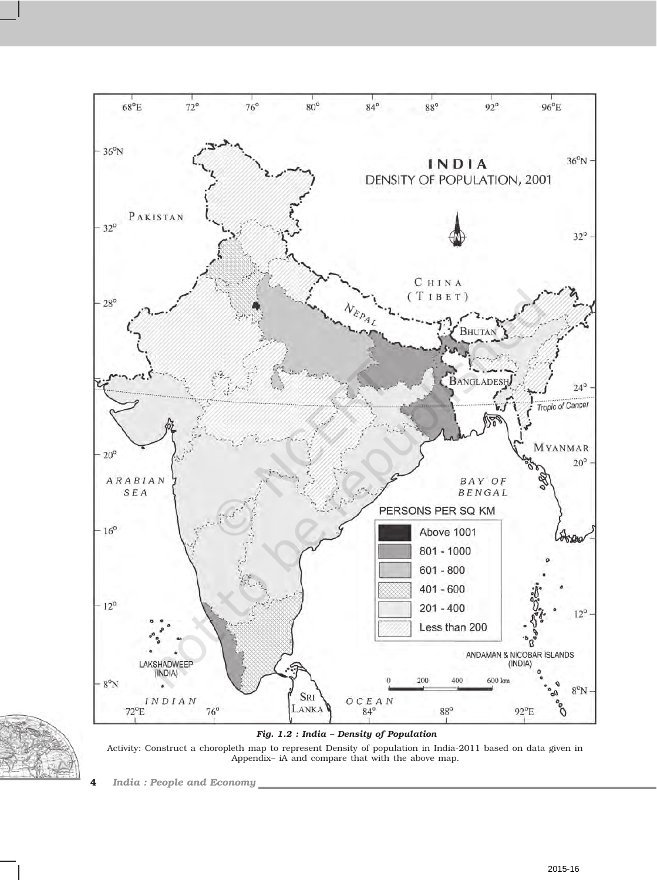*Fig. 1.2 : India – Density of Population*

Activity: Construct a choropleth map to represent Density of population in India-2011 based on data given in Appendix– iA and compare that with the above map.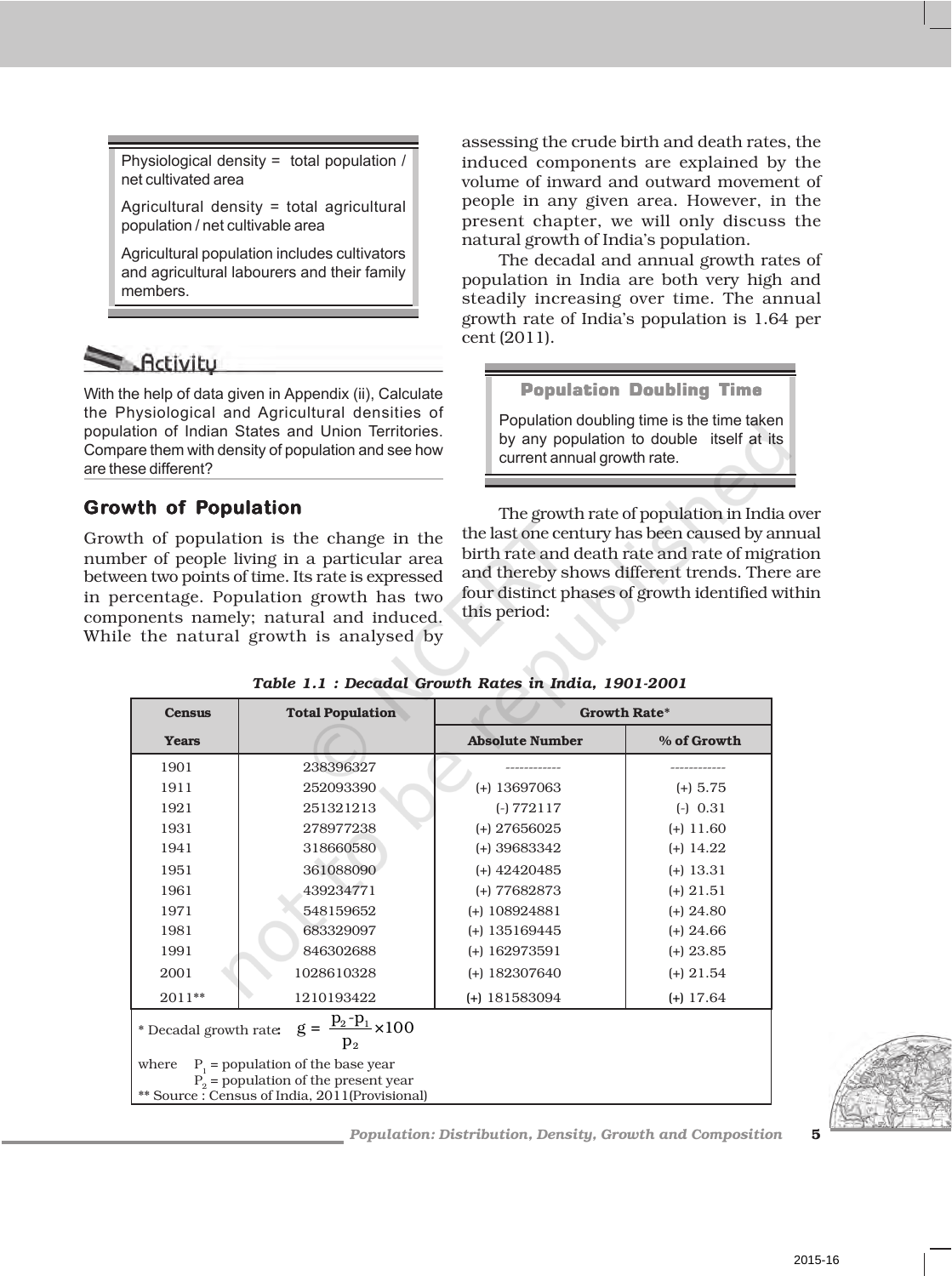Physiological density = total population / net cultivated area

Agricultural density = total agricultural population / net cultivable area

Agricultural population includes cultivators and agricultural labourers and their family members.

### Activity

With the help of data given in Appendix (ii), Calculate the Physiological and Agricultural densities of population of Indian States and Union Territories. Compare them with density of population and see how are these different?

## Growth of Population

Growth of population is the change in the number of people living in a particular area between two points of time. Its rate is expressed in percentage. Population growth has two components namely; natural and induced. While the natural growth is analysed by assessing the crude birth and death rates, the induced components are explained by the volume of inward and outward movement of people in any given area. However, in the present chapter, we will only discuss the natural growth of India's population.

The decadal and annual growth rates of population in India are both very high and steadily increasing over time. The annual growth rate of India's population is 1.64 per cent (2011).

**Population Doubling Time**

Population doubling time is the time taken by any population to double itself at its current annual growth rate.

The growth rate of population in India over the last one century has been caused by annual birth rate and death rate and rate of migration and thereby shows different trends. There are four distinct phases of growth identified within this period:

*Table 1.1 : Decadal Growth Rates in India, 1901-2001*

| Census Years | Total Population | Growth Rate* | |
|---|---|---|---|
| | | Absolute Number | % of Growth |
| 1901 | 238396327 | ------------ | ------------ |
| 1911 | 252093390 | (+) 13697063 | (+) 5.75 |
| 1921 | 251321213 | (-) 772117 | (-) 0.31 |
| 1931 | 278977238 | (+) 27656025 | (+) 11.60 |
| 1941 | 318660580 | (+) 39683342 | (+) 14.22 |
| 1951 | 361088090 | (+) 42420485 | (+) 13.31 |
| 1961 | 439234771 | (+) 77682873 | (+) 21.51 |
| 1971 | 548159652 | (+) 108924881 | (+) 24.80 |
| 1981 | 683329097 | (+) 135169445 | (+) 24.66 |
| 1991 | 846302688 | (+) 162973591 | (+) 23.85 |
| 2001 | 1028610328 | (+) 182307640 | (+) 21.54 |
| 2011** | 1210193422 | (+) 181583094 | (+) 17.64 |

\* Decadal growth rate: $g = \frac{p_2 - p_1}{p_2} \times 100$

where $P_1$ = population of the base year
$P_2$ = population of the present year

** Source : Census of India, 2011(Provisional)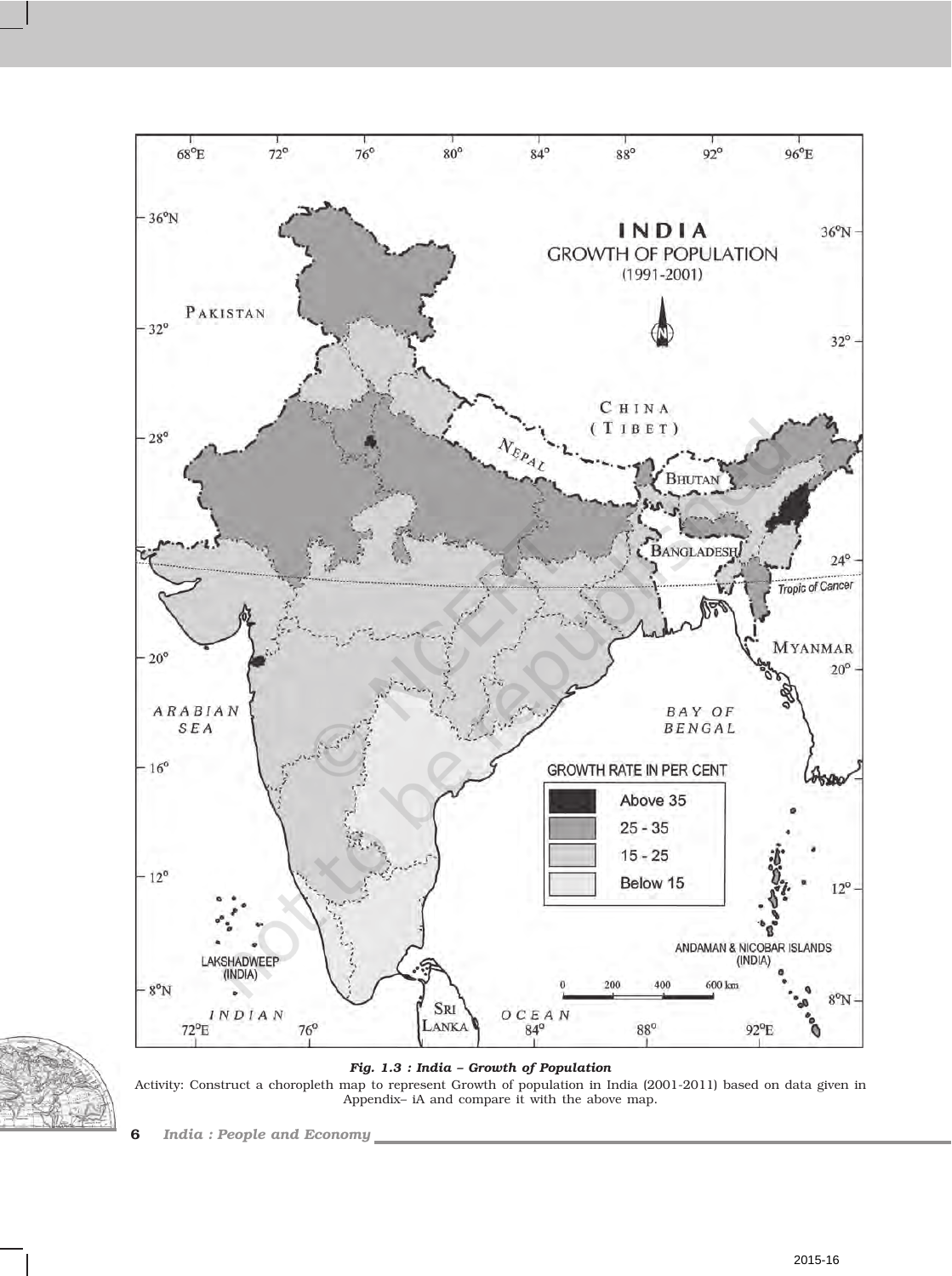*Fig. 1.3 : India – Growth of Population*

Activity: Construct a choropleth map to represent Growth of population in India (2001-2011) based on data given in Appendix– iA and compare it with the above map.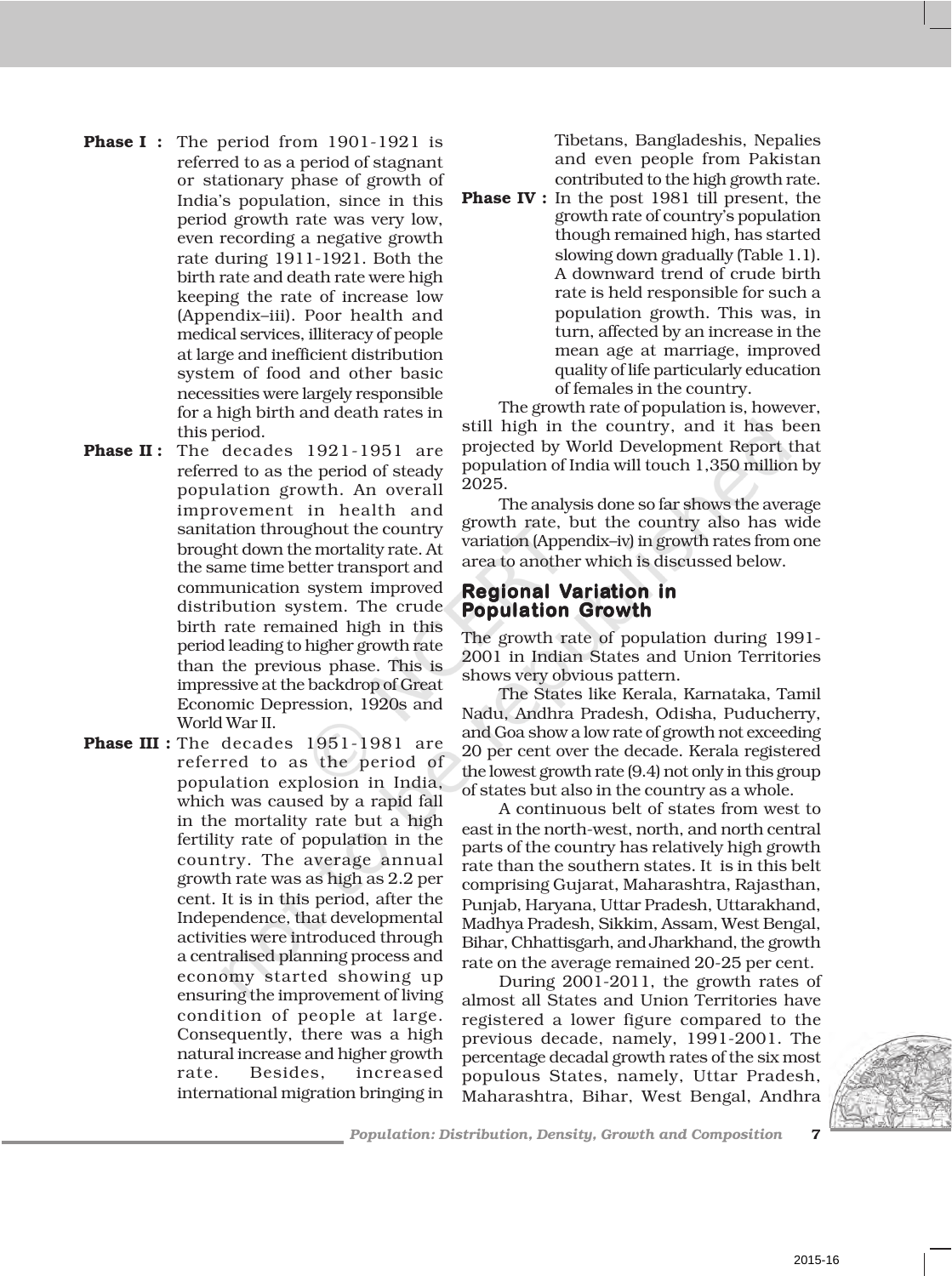**Phase I :** The period from 1901-1921 is referred to as a period of stagnant or stationary phase of growth of India's population, since in this period growth rate was very low, even recording a negative growth rate during 1911-1921. Both the birth rate and death rate were high keeping the rate of increase low (Appendix–iii). Poor health and medical services, illiteracy of people at large and inefficient distribution system of food and other basic necessities were largely responsible for a high birth and death rates in this period.

**Phase II :** The decades 1921-1951 are referred to as the period of steady population growth. An overall improvement in health and sanitation throughout the country brought down the mortality rate. At the same time better transport and communication system improved distribution system. The crude birth rate remained high in this period leading to higher growth rate than the previous phase. This is impressive at the backdrop of Great Economic Depression, 1920s and World War II.

**Phase III :** The decades 1951-1981 are referred to as the period of population explosion in India, which was caused by a rapid fall in the mortality rate but a high fertility rate of population in the country. The average annual growth rate was as high as 2.2 per cent. It is in this period, after the Independence, that developmental activities were introduced through a centralised planning process and economy started showing up ensuring the improvement of living condition of people at large. Consequently, there was a high natural increase and higher growth rate. Besides, increased international migration bringing in Tibetans, Bangladeshis, Nepalies and even people from Pakistan contributed to the high growth rate.

**Phase IV :** In the post 1981 till present, the growth rate of country's population though remained high, has started slowing down gradually (Table 1.1). A downward trend of crude birth rate is held responsible for such a population growth. This was, in turn, affected by an increase in the mean age at marriage, improved quality of life particularly education of females in the country.

The growth rate of population is, however, still high in the country, and it has been projected by World Development Report that population of India will touch 1,350 million by 2025.

The analysis done so far shows the average growth rate, but the country also has wide variation (Appendix–iv) in growth rates from one area to another which is discussed below.

## Regional Variation in Population Growth

The growth rate of population during 1991-2001 in Indian States and Union Territories shows very obvious pattern.

The States like Kerala, Karnataka, Tamil Nadu, Andhra Pradesh, Odisha, Puducherry, and Goa show a low rate of growth not exceeding 20 per cent over the decade. Kerala registered the lowest growth rate (9.4) not only in this group of states but also in the country as a whole.

A continuous belt of states from west to east in the north-west, north, and north central parts of the country has relatively high growth rate than the southern states. It is in this belt comprising Gujarat, Maharashtra, Rajasthan, Punjab, Haryana, Uttar Pradesh, Uttarakhand, Madhya Pradesh, Sikkim, Assam, West Bengal, Bihar, Chhattisgarh, and Jharkhand, the growth rate on the average remained 20-25 per cent.

During 2001-2011, the growth rates of almost all States and Union Territories have registered a lower figure compared to the previous decade, namely, 1991-2001. The percentage decadal growth rates of the six most populous States, namely, Uttar Pradesh, Maharashtra, Bihar, West Bengal, Andhra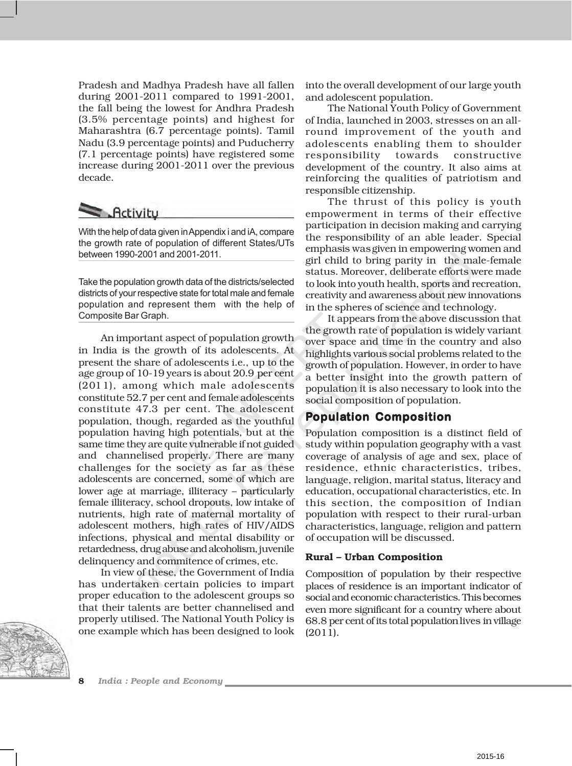Pradesh and Madhya Pradesh have all fallen during 2001-2011 compared to 1991-2001, the fall being the lowest for Andhra Pradesh (3.5% percentage points) and highest for Maharashtra (6.7 percentage points). Tamil Nadu (3.9 percentage points) and Puducherry (7.1 percentage points) have registered some increase during 2001-2011 over the previous decade.

### Activity

With the help of data given in Appendix i and iA, compare the growth rate of population of different States/UTs between 1990-2001 and 2001-2011.

Take the population growth data of the districts/selected districts of your respective state for total male and female population and represent them with the help of Composite Bar Graph.

An important aspect of population growth in India is the growth of its adolescents. At present the share of adolescents i.e., up to the age group of 10-19 years is about 20.9 per cent (2011), among which male adolescents constitute 52.7 per cent and female adolescents constitute 47.3 per cent. The adolescent population, though, regarded as the youthful population having high potentials, but at the same time they are quite vulnerable if not guided and channelised properly. There are many challenges for the society as far as these adolescents are concerned, some of which are lower age at marriage, illiteracy – particularly female illiteracy, school dropouts, low intake of nutrients, high rate of maternal mortality of adolescent mothers, high rates of HIV/AIDS infections, physical and mental disability or retardedness, drug abuse and alcoholism, juvenile delinquency and commitence of crimes, etc.

In view of these, the Government of India has undertaken certain policies to impart proper education to the adolescent groups so that their talents are better channelised and properly utilised. The National Youth Policy is one example which has been designed to look into the overall development of our large youth and adolescent population.

The National Youth Policy of Government of India, launched in 2003, stresses on an all-round improvement of the youth and adolescents enabling them to shoulder responsibility towards constructive development of the country. It also aims at reinforcing the qualities of patriotism and responsible citizenship.

The thrust of this policy is youth empowerment in terms of their effective participation in decision making and carrying the responsibility of an able leader. Special emphasis was given in empowering women and girl child to bring parity in the male-female status. Moreover, deliberate efforts were made to look into youth health, sports and recreation, creativity and awareness about new innovations in the spheres of science and technology.

It appears from the above discussion that the growth rate of population is widely variant over space and time in the country and also highlights various social problems related to the growth of population. However, in order to have a better insight into the growth pattern of population it is also necessary to look into the social composition of population.

## Population Composition

Population composition is a distinct field of study within population geography with a vast coverage of analysis of age and sex, place of residence, ethnic characteristics, tribes, language, religion, marital status, literacy and education, occupational characteristics, etc. In this section, the composition of Indian population with respect to their rural-urban characteristics, language, religion and pattern of occupation will be discussed.

### Rural – Urban Composition

Composition of population by their respective places of residence is an important indicator of social and economic characteristics. This becomes even more significant for a country where about 68.8 per cent of its total population lives in village (2011).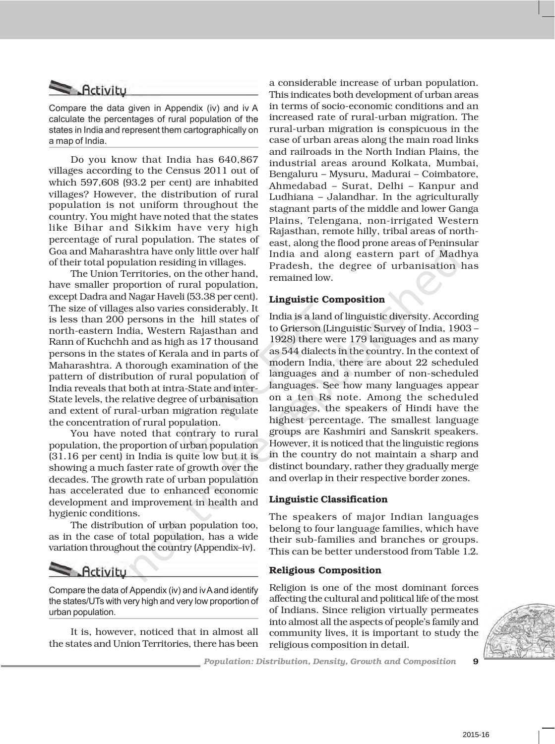### Activity

Compare the data given in Appendix (iv) and iv A calculate the percentages of rural population of the states in India and represent them cartographically on a map of India.

Do you know that India has 640,867 villages according to the Census 2011 out of which 597,608 (93.2 per cent) are inhabited villages? However, the distribution of rural population is not uniform throughout the country. You might have noted that the states like Bihar and Sikkim have very high percentage of rural population. The states of Goa and Maharashtra have only little over half of their total population residing in villages.

The Union Territories, on the other hand, have smaller proportion of rural population, except Dadra and Nagar Haveli (53.38 per cent). The size of villages also varies considerably. It is less than 200 persons in the hill states of north-eastern India, Western Rajasthan and Rann of Kuchchh and as high as 17 thousand persons in the states of Kerala and in parts of Maharashtra. A thorough examination of the pattern of distribution of rural population of India reveals that both at intra-State and inter-State levels, the relative degree of urbanisation and extent of rural-urban migration regulate the concentration of rural population.

You have noted that contrary to rural population, the proportion of urban population (31.16 per cent) in India is quite low but it is showing a much faster rate of growth over the decades. The growth rate of urban population has accelerated due to enhanced economic development and improvement in health and hygienic conditions.

The distribution of urban population too, as in the case of total population, has a wide variation throughout the country (Appendix–iv).

### Activity

Compare the data of Appendix (iv) and iv A and identify the states/UTs with very high and very low proportion of urban population.

It is, however, noticed that in almost all the states and Union Territories, there has been a considerable increase of urban population. This indicates both development of urban areas in terms of socio-economic conditions and an increased rate of rural-urban migration. The rural-urban migration is conspicuous in the case of urban areas along the main road links and railroads in the North Indian Plains, the industrial areas around Kolkata, Mumbai, Bengaluru – Mysuru, Madurai – Coimbatore, Ahmedabad – Surat, Delhi – Kanpur and Ludhiana – Jalandhar. In the agriculturally stagnant parts of the middle and lower Ganga Plains, Telengana, non-irrigated Western Rajasthan, remote hilly, tribal areas of north-east, along the flood prone areas of Peninsular India and along eastern part of Madhya Pradesh, the degree of urbanisation has remained low.

## Linguistic Composition

India is a land of linguistic diversity. According to Grierson (Linguistic Survey of India, 1903 – 1928) there were 179 languages and as many as 544 dialects in the country. In the context of modern India, there are about 22 scheduled languages and a number of non-scheduled languages. See how many languages appear on a ten Rs note. Among the scheduled languages, the speakers of Hindi have the highest percentage. The smallest language groups are Kashmiri and Sanskrit speakers. However, it is noticed that the linguistic regions in the country do not maintain a sharp and distinct boundary, rather they gradually merge and overlap in their respective border zones.

## Linguistic Classification

The speakers of major Indian languages belong to four language families, which have their sub-families and branches or groups. This can be better understood from Table 1.2.

## Religious Composition

Religion is one of the most dominant forces affecting the cultural and political life of the most of Indians. Since religion virtually permeates into almost all the aspects of people's family and community lives, it is important to study the religious composition in detail.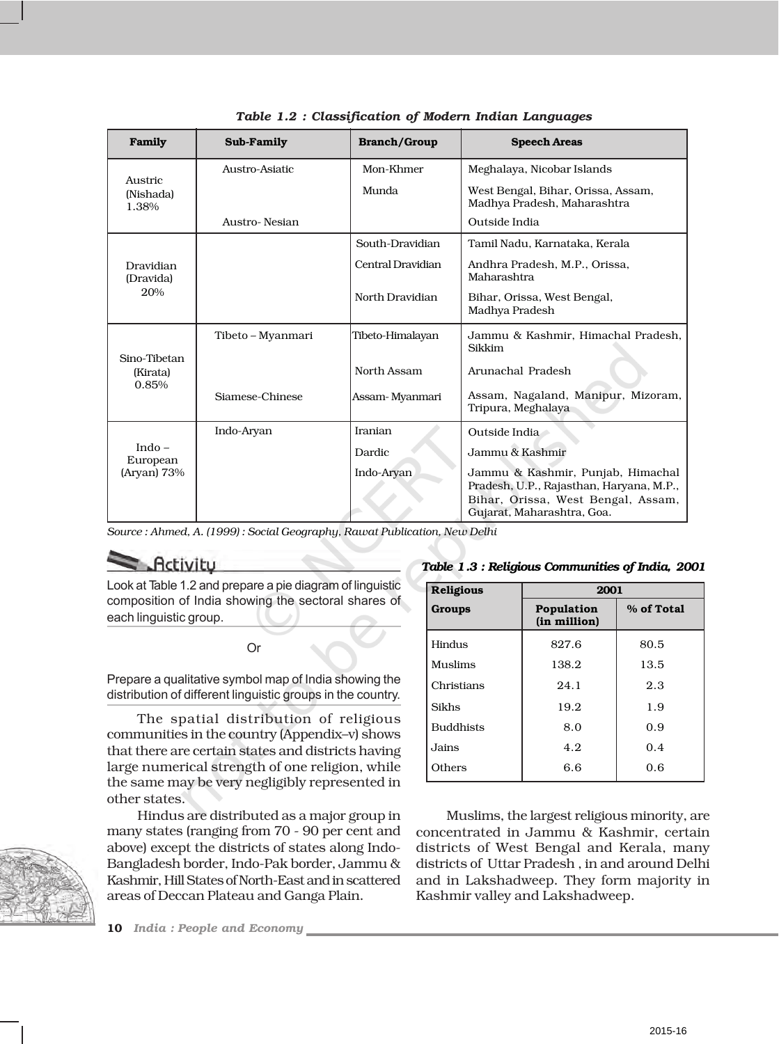*Table 1.2 : Classification of Modern Indian Languages*

| Family | Sub-Family | Branch/Group | Speech Areas |
|---|---|---|---|
| Austric (Nishada) 1.38% | Austro-Asiatic | Mon-Khmer | Meghalaya, Nicobar Islands |
| | | Munda | West Bengal, Bihar, Orissa, Assam, Madhya Pradesh, Maharashtra |
| | Austro- Nesian | | Outside India |
| Dravidian (Dravida) 20% | | South-Dravidian | Tamil Nadu, Karnataka, Kerala |
| | | Central Dravidian | Andhra Pradesh, M.P., Orissa, Maharashtra |
| | | North Dravidian | Bihar, Orissa, West Bengal, Madhya Pradesh |
| Sino-Tibetan (Kirata) 0.85% | Tibeto – Myanmari | Tibeto-Himalayan | Jammu & Kashmir, Himachal Pradesh, Sikkim |
| | | North Assam | Arunachal Pradesh |
| | Siamese-Chinese | Assam- Myanmari | Assam, Nagaland, Manipur, Mizoram, Tripura, Meghalaya |
| Indo – European (Aryan) 73% | Indo-Aryan | Iranian | Outside India |
| | | Dardic | Jammu & Kashmir |
| | | Indo-Aryan | Jammu & Kashmir, Punjab, Himachal Pradesh, U.P., Rajasthan, Haryana, M.P., Bihar, Orissa, West Bengal, Assam, Gujarat, Maharashtra, Goa. |

*Source : Ahmed, A. (1999) : Social Geography, Rawat Publication, New Delhi*

### Activity

Look at Table 1.2 and prepare a pie diagram of linguistic composition of India showing the sectoral shares of each linguistic group.

Or

Prepare a qualitative symbol map of India showing the distribution of different linguistic groups in the country.

The spatial distribution of religious communities in the country (Appendix–v) shows that there are certain states and districts having large numerical strength of one religion, while the same may be very negligibly represented in other states.

Hindus are distributed as a major group in many states (ranging from 70 - 90 per cent and above) except the districts of states along Indo-Bangladesh border, Indo-Pak border, Jammu & Kashmir, Hill States of North-East and in scattered areas of Deccan Plateau and Ganga Plain.

*Table 1.3 : Religious Communities of India, 2001*

| Religious Groups | 2001 | |
|---|---|---|
| | Population (in million) | % of Total |
| Hindus | 827.6 | 80.5 |
| Muslims | 138.2 | 13.5 |
| Christians | 24.1 | 2.3 |
| Sikhs | 19.2 | 1.9 |
| Buddhists | 8.0 | 0.9 |
| Jains | 4.2 | 0.4 |
| Others | 6.6 | 0.6 |

Muslims, the largest religious minority, are concentrated in Jammu & Kashmir, certain districts of West Bengal and Kerala, many districts of Uttar Pradesh , in and around Delhi and in Lakshadweep. They form majority in Kashmir valley and Lakshadweep.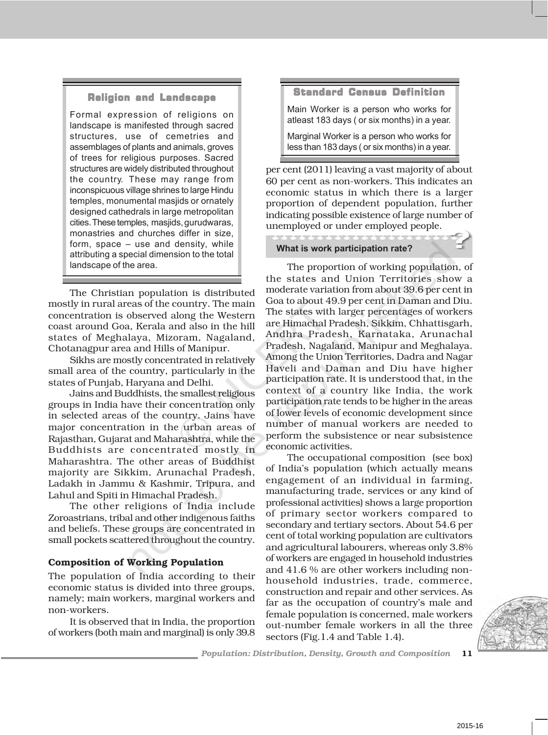### Religion and Landscape

Formal expression of religions on landscape is manifested through sacred structures, use of cemetries and assemblages of plants and animals, groves of trees for religious purposes. Sacred structures are widely distributed throughout the country. These may range from inconspicuous village shrines to large Hindu temples, monumental masjids or ornately designed cathedrals in large metropolitan cities. These temples, masjids, gurudwaras, monastries and churches differ in size, form, space – use and density, while attributing a special dimension to the total landscape of the area.

The Christian population is distributed mostly in rural areas of the country. The main concentration is observed along the Western coast around Goa, Kerala and also in the hill states of Meghalaya, Mizoram, Nagaland, Chotanagpur area and Hills of Manipur.

Sikhs are mostly concentrated in relatively small area of the country, particularly in the states of Punjab, Haryana and Delhi.

Jains and Buddhists, the smallest religious groups in India have their concentration only in selected areas of the country. Jains have major concentration in the urban areas of Rajasthan, Gujarat and Maharashtra, while the Buddhists are concentrated mostly in Maharashtra. The other areas of Buddhist majority are Sikkim, Arunachal Pradesh, Ladakh in Jammu & Kashmir, Tripura, and Lahul and Spiti in Himachal Pradesh.

The other religions of India include Zoroastrians, tribal and other indigenous faiths and beliefs. These groups are concentrated in small pockets scattered throughout the country.

### Composition of Working Population

The population of India according to their economic status is divided into three groups, namely; main workers, marginal workers and non-workers.

### Standard Census Definition

Main Worker is a person who works for atleast 183 days ( or six months) in a year.

Marginal Worker is a person who works for less than 183 days ( or six months) in a year.

It is observed that in India, the proportion of workers (both main and marginal) is only 39.8 per cent (2011) leaving a vast majority of about 60 per cent as non-workers. This indicates an economic status in which there is a larger proportion of dependent population, further indicating possible existence of large number of unemployed or under employed people.

**What is work participation rate?**

The proportion of working population, of the states and Union Territories show a moderate variation from about 39.6 per cent in Goa to about 49.9 per cent in Daman and Diu. The states with larger percentages of workers are Himachal Pradesh, Sikkim, Chhattisgarh, Andhra Pradesh, Karnataka, Arunachal Pradesh, Nagaland, Manipur and Meghalaya. Among the Union Territories, Dadra and Nagar Haveli and Daman and Diu have higher participation rate. It is understood that, in the context of a country like India, the work participation rate tends to be higher in the areas of lower levels of economic development since number of manual workers are needed to perform the subsistence or near subsistence economic activities.

The occupational composition (see box) of India's population (which actually means engagement of an individual in farming, manufacturing trade, services or any kind of professional activities) shows a large proportion of primary sector workers compared to secondary and tertiary sectors. About 54.6 per cent of total working population are cultivators and agricultural labourers, whereas only 3.8% of workers are engaged in household industries and 41.6 % are other workers including non-household industries, trade, commerce, construction and repair and other services. As far as the occupation of country's male and female population is concerned, male workers out-number female workers in all the three sectors (Fig.1.4 and Table 1.4).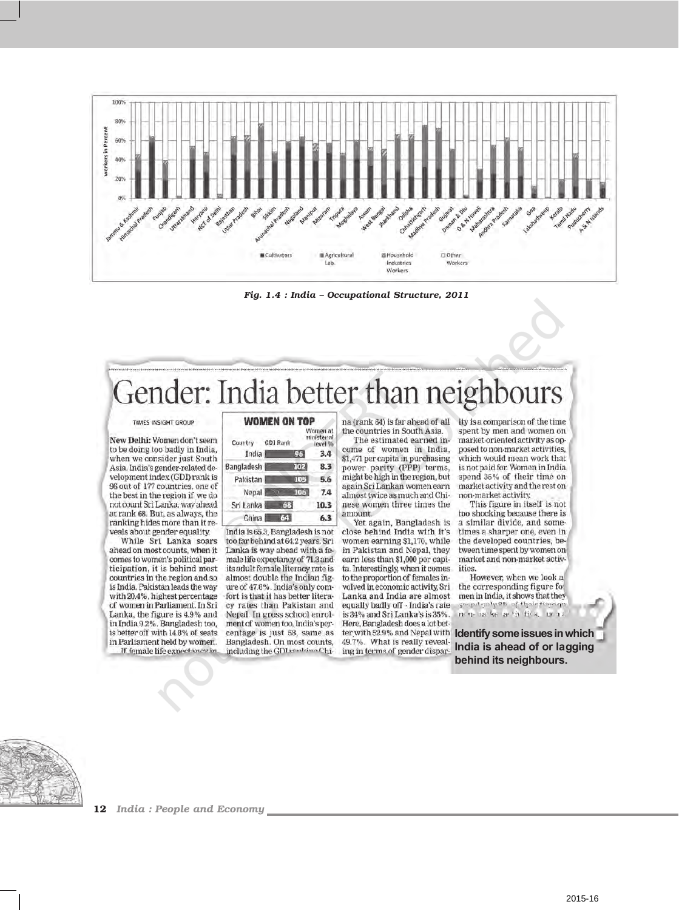Fig. 1.4 : India – Occupational Structure, 2011

# Gender: India better than neighbours

TIMES INSIGHT GROUP

**New Delhi:** Women don't seem to be doing too badly in India, when we consider just South Asia. India's gender-related development index (GDI) rank is 96 out of 177 countries, one of the best in the region if we do not count Sri Lanka, way ahead at rank 68. But, as always, the ranking hides more than it reveals about gender equality.

While Sri Lanka soars ahead on most counts, when it comes to women's political participation, it is behind most countries in the region and so is India. Pakistan leads the way with 20.4%, highest percentage of women in Parliament. In Sri Lanka, the figure is 4.9% and in India 9.2%. Bangladesh too, is better off with 14.8% of seats in Parliament held by women.

**WOMEN ON TOP**

| Country | GDI Rank | Women at ministerial level % |
|---|---|---|
| India | 96 | 3.4 |
| Bangladesh | 102 | 8.3 |
| Pakistan | 105 | 5.6 |
| Nepal | 106 | 7.4 |
| Sri Lanka | 68 | 10.3 |
| China | 64 | 6.3 |

If female life expectancy in India is 65.3, Bangladesh is not too far behind at 64.2 years. Sri Lanka is way ahead with a female life expectancy of 71.3 and its adult female literacy rate is almost double the Indian figure of 47.8%. India's only comfort is that it has better literacy rates than Pakistan and Nepal. In gross school enrolment of women too, India's percentage is just 58, same as Bangladesh. On most counts, including the GDI ranking China (rank 64) is far ahead of all the countries in South Asia.

The estimated earned income of women in India, $1,471 per capita in purchasing power parity (PPP) terms, might be high in the region, but again Sri Lankan women earn almost twice as much and Chinese women three times the amount.

Yet again, Bangladesh is close behind India with it's women earning $1,170, while in Pakistan and Nepal, they earn less than $1,000 per capita. Interestingly, when it comes to the proportion of females involved in economic activity, Sri Lanka and India are almost equally badly off - India's rate is 34% and Sri Lanka's is 35%. Here, Bangladesh does a lot better with 52.9% and Nepal with 49.7%. What is really revealing in terms of gender disparity is a comparison of the time spent by men and women on market-oriented activity as opposed to non-market activities, which would mean work that is not paid for. Women in India spend 35% of their time on market activity and the rest on non-market activity.

This figure in itself is not too shocking because there is a similar divide, and sometimes a sharper one, even in the developed countries, between time spent by women on market and non-market activities.

However, when we look at the corresponding figure for men in India, it shows that they spend only 8% of their time on non-market activities...

**Identify some issues in which India is ahead of or lagging behind its neighbours.**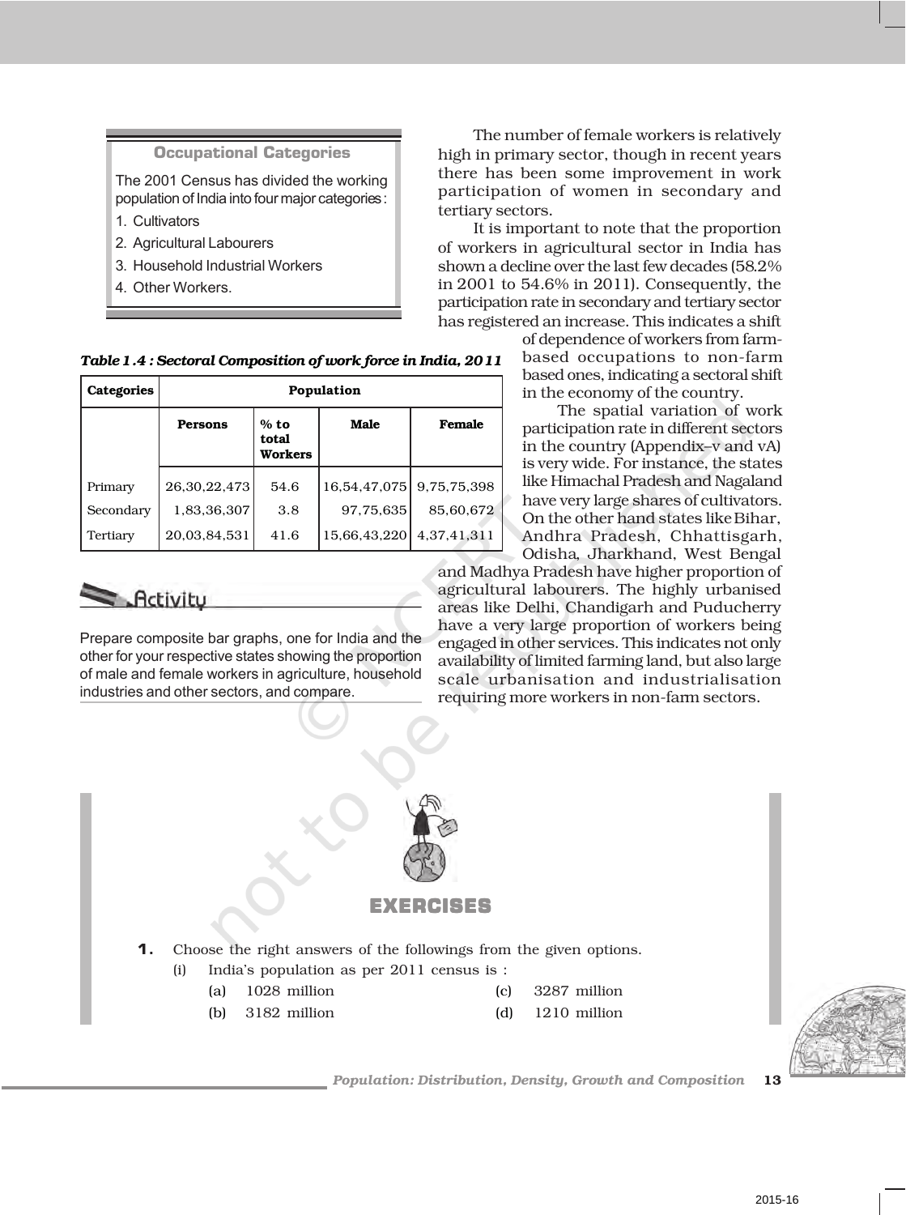### Occupational Categories

The 2001 Census has divided the working population of India into four major categories :

1. Cultivators
2. Agricultural Labourers
3. Household Industrial Workers
4. Other Workers.

*Table 1.4 : Sectoral Composition of work force in India, 2011*

| Categories | Population | | | |
|---|---|---|---|---|
| | **Persons** | **% to total Workers** | **Male** | **Female** |
| Primary | 26,30,22,473 | 54.6 | 16,54,47,075 | 9,75,75,398 |
| Secondary | 1,83,36,307 | 3.8 | 97,75,635 | 85,60,672 |
| Tertiary | 20,03,84,531 | 41.6 | 15,66,43,220 | 4,37,41,311 |

### Activity

Prepare composite bar graphs, one for India and the other for your respective states showing the proportion of male and female workers in agriculture, household industries and other sectors, and compare.

The number of female workers is relatively high in primary sector, though in recent years there has been some improvement in work participation of women in secondary and tertiary sectors.

It is important to note that the proportion of workers in agricultural sector in India has shown a decline over the last few decades (58.2% in 2001 to 54.6% in 2011). Consequently, the participation rate in secondary and tertiary sector has registered an increase. This indicates a shift of dependence of workers from farm-based occupations to non-farm based ones, indicating a sectoral shift in the economy of the country.

The spatial variation of work participation rate in different sectors in the country (Appendix–v and vA) is very wide. For instance, the states like Himachal Pradesh and Nagaland have very large shares of cultivators. On the other hand states like Bihar, Andhra Pradesh, Chhattisgarh, Odisha, Jharkhand, West Bengal and Madhya Pradesh have higher proportion of agricultural labourers. The highly urbanised areas like Delhi, Chandigarh and Puducherry have a very large proportion of workers being engaged in other services. This indicates not only availability of limited farming land, but also large scale urbanisation and industrialisation requiring more workers in non-farm sectors.

## EXERCISES

**1.** Choose the right answers of the followings from the given options.

(i) India's population as per 2011 census is :

(a) 1028 million

(b) 3182 million

(c) 3287 million

(d) 1210 million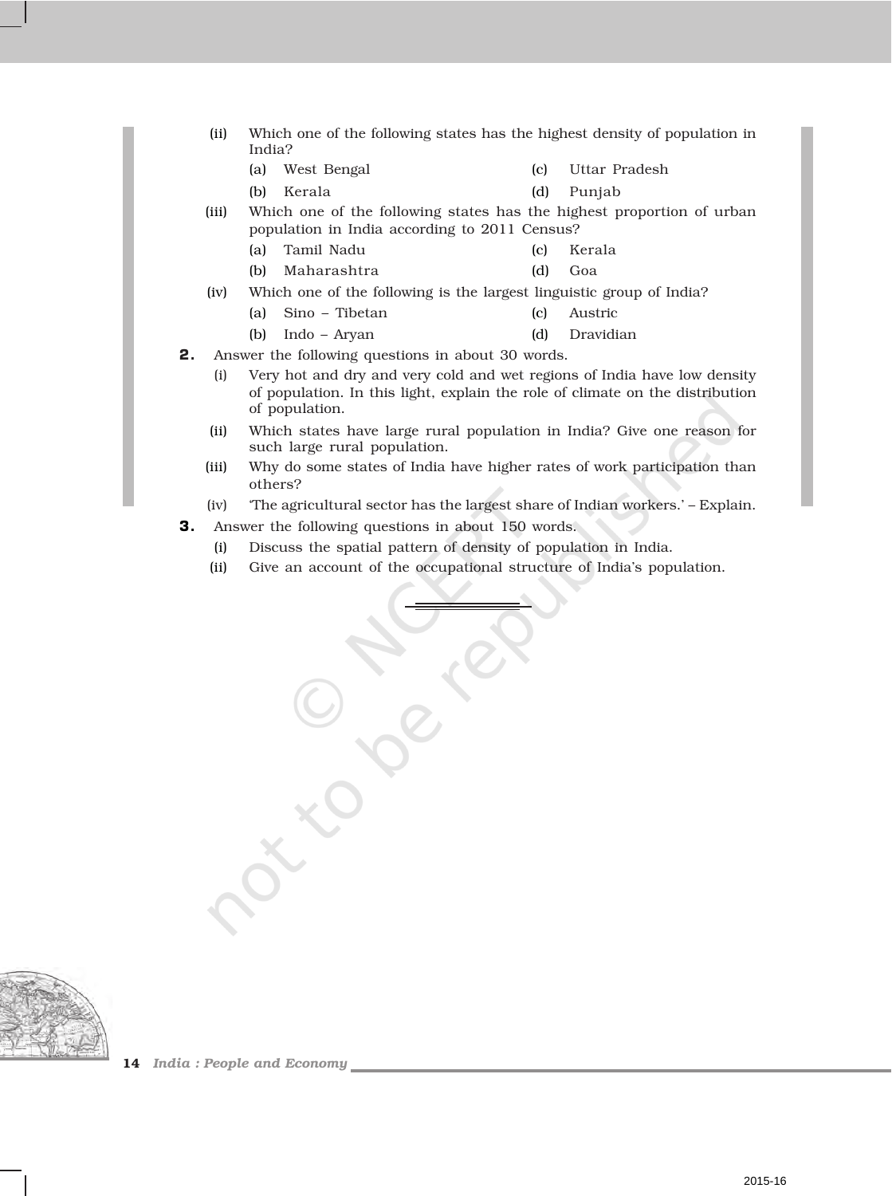(ii) Which one of the following states has the highest density of population in India?

(a) West Bengal
(b) Kerala
(c) Uttar Pradesh
(d) Punjab

(iii) Which one of the following states has the highest proportion of urban population in India according to 2011 Census?

(a) Tamil Nadu
(b) Maharashtra
(c) Kerala
(d) Goa

(iv) Which one of the following is the largest linguistic group of India?

(a) Sino – Tibetan
(b) Indo – Aryan
(c) Austric
(d) Dravidian

**2.** Answer the following questions in about 30 words.

(i) Very hot and dry and very cold and wet regions of India have low density of population. In this light, explain the role of climate on the distribution of population.

(ii) Which states have large rural population in India? Give one reason for such large rural population.

(iii) Why do some states of India have higher rates of work participation than others?

(iv) 'The agricultural sector has the largest share of Indian workers.' – Explain.

**3.** Answer the following questions in about 150 words.

(i) Discuss the spatial pattern of density of population in India.

(ii) Give an account of the occupational structure of India's population.